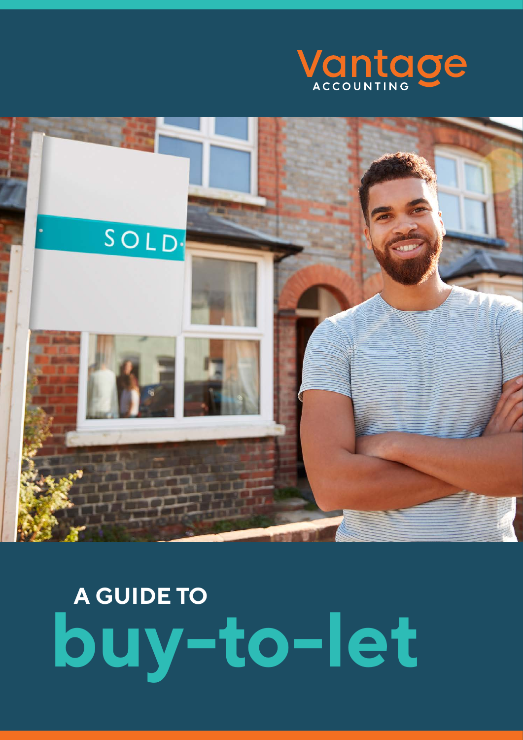Vantage ACCOUNTING

# A GUIDE TO buy-to-let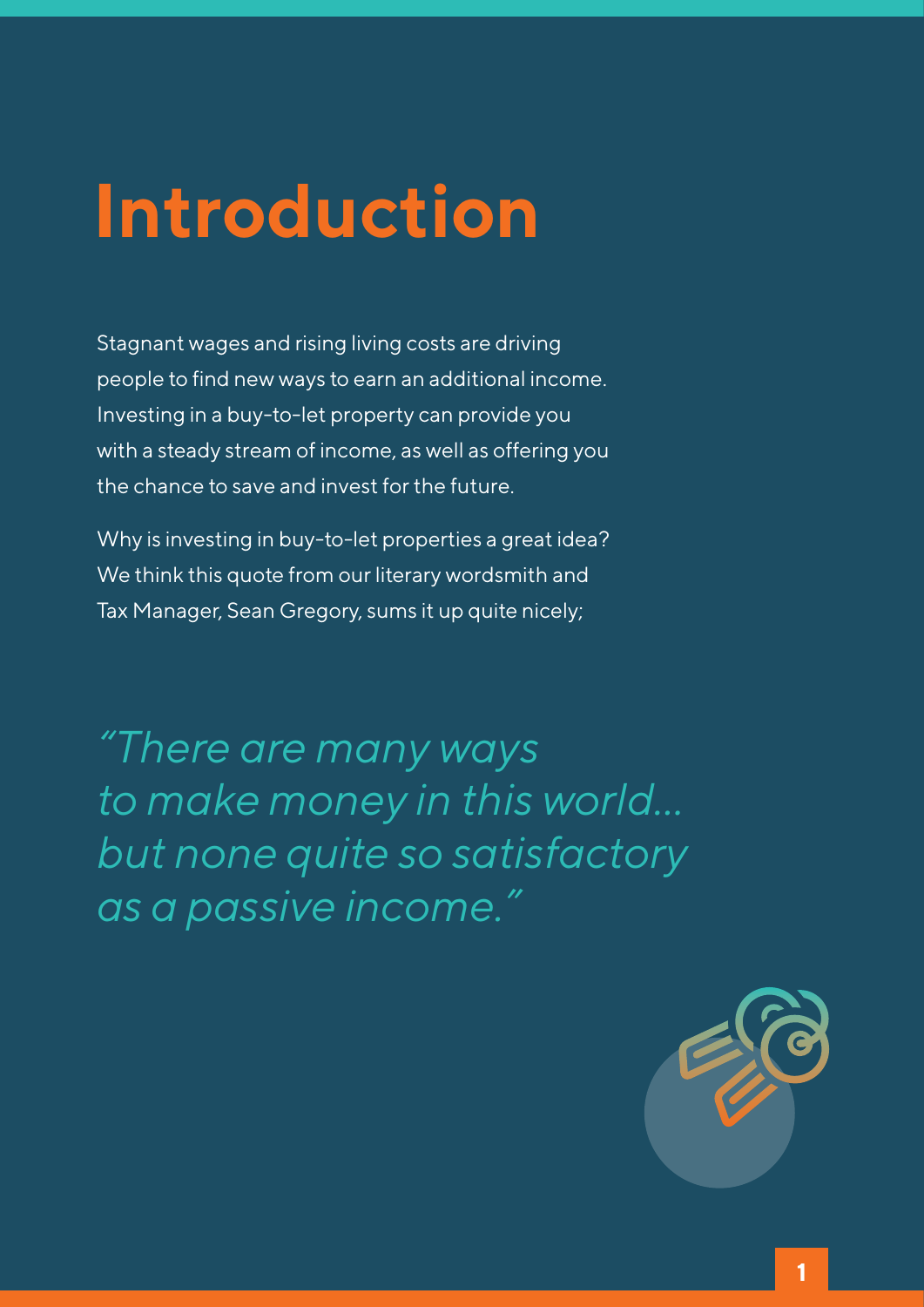# Introduction

Stagnant wages and rising living costs are driving people to find new ways to earn an additional income. Investing in a buy-to-let property can provide you with a steady stream of income, as well as offering you the chance to save and invest for the future.

Why is investing in buy-to-let properties a great idea? We think this quote from our literary wordsmith and Tax Manager, Sean Gregory, sums it up quite nicely;

*"There are many ways to make money in this world... but none quite so satisfactory as a passive income."*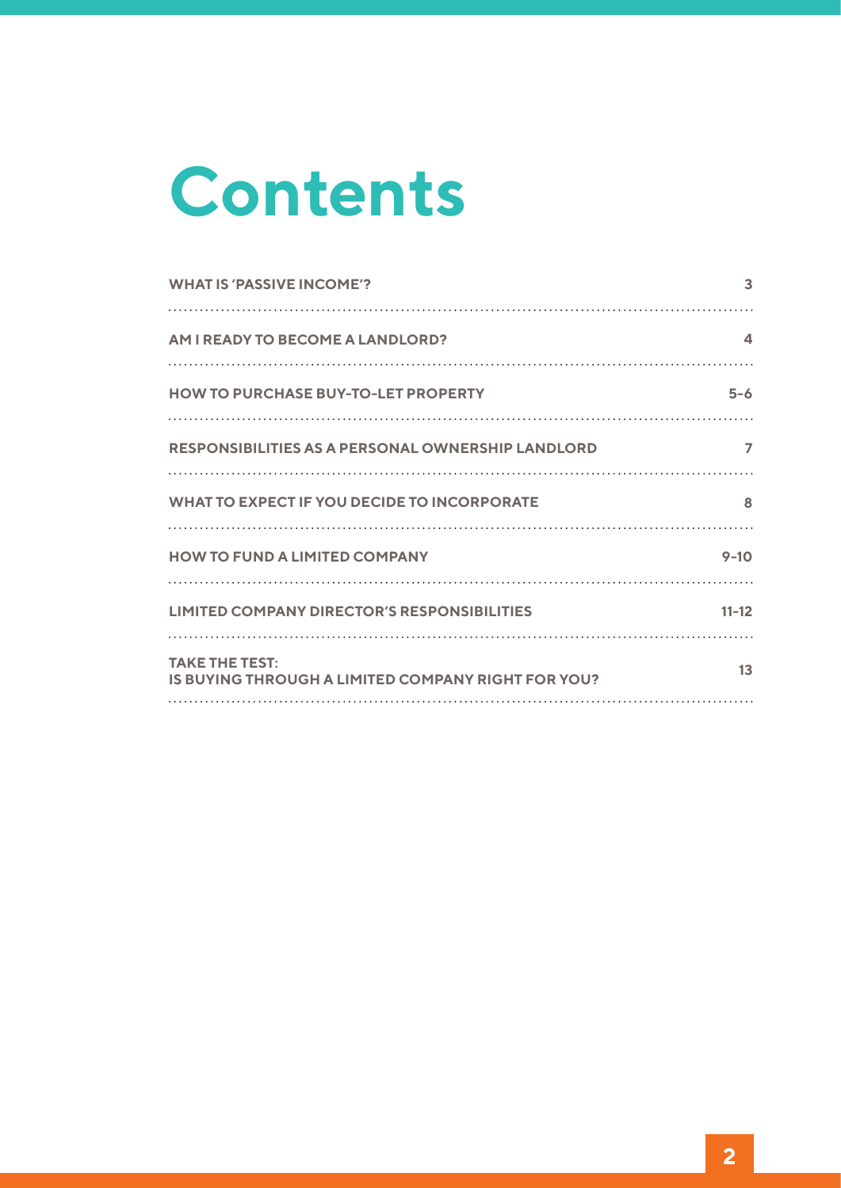# Contents

| | |
|---|---|
| **WHAT IS 'PASSIVE INCOME'?** | 3 |
| **AM I READY TO BECOME A LANDLORD?** | 4 |
| **HOW TO PURCHASE BUY-TO-LET PROPERTY** | 5-6 |
| **RESPONSIBILITIES AS A PERSONAL OWNERSHIP LANDLORD** | 7 |
| **WHAT TO EXPECT IF YOU DECIDE TO INCORPORATE** | 8 |
| **HOW TO FUND A LIMITED COMPANY** | 9-10 |
| **LIMITED COMPANY DIRECTOR'S RESPONSIBILITIES** | 11-12 |
| **TAKE THE TEST: IS BUYING THROUGH A LIMITED COMPANY RIGHT FOR YOU?** | 13 |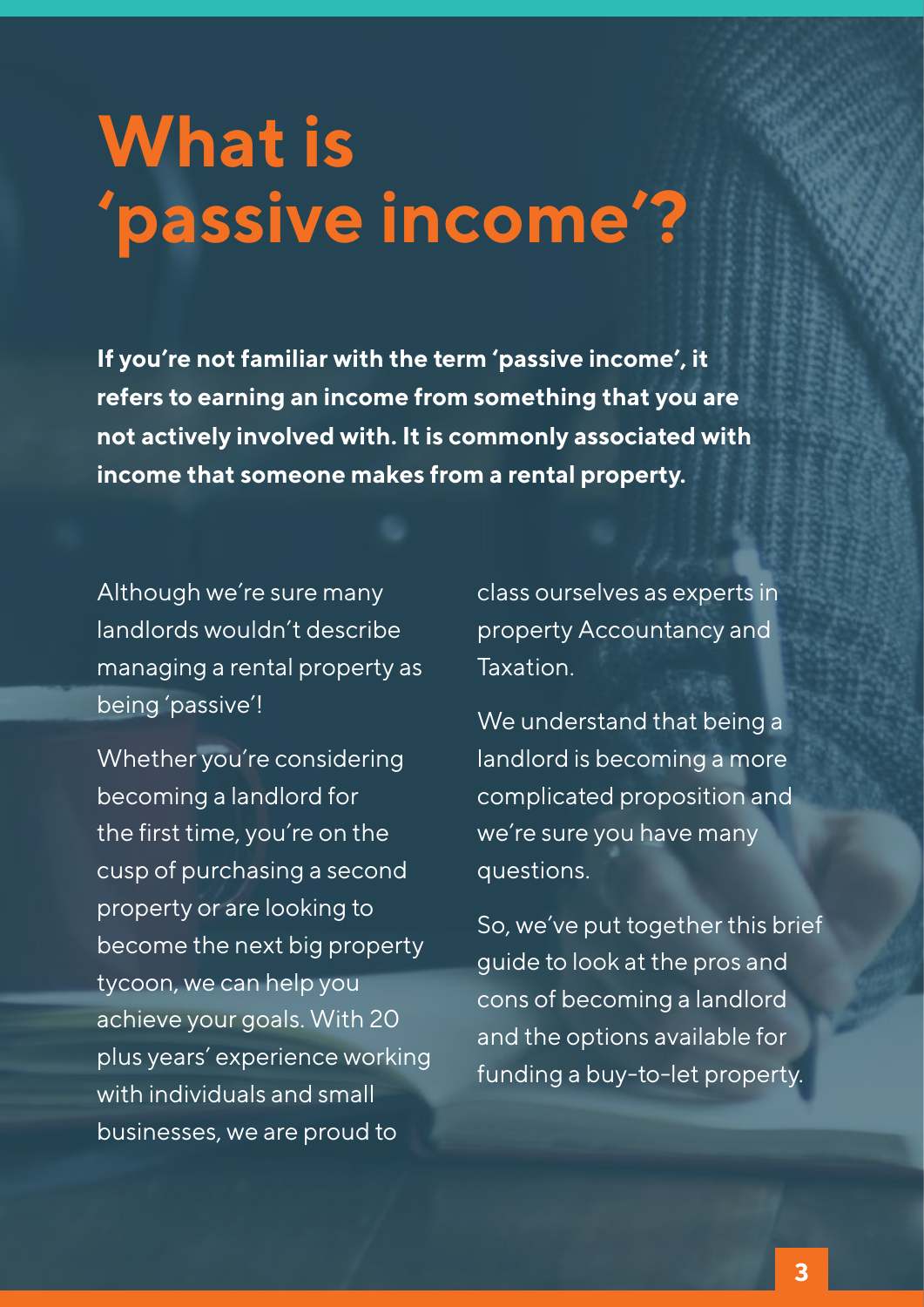# What is 'passive income'?

**If you're not familiar with the term 'passive income', it refers to earning an income from something that you are not actively involved with. It is commonly associated with income that someone makes from a rental property.**

Although we're sure many landlords wouldn't describe managing a rental property as being 'passive'!

Whether you're considering becoming a landlord for the first time, you're on the cusp of purchasing a second property or are looking to become the next big property tycoon, we can help you achieve your goals. With 20 plus years' experience working with individuals and small businesses, we are proud to class ourselves as experts in property Accountancy and Taxation.

We understand that being a landlord is becoming a more complicated proposition and we're sure you have many questions.

So, we've put together this brief guide to look at the pros and cons of becoming a landlord and the options available for funding a buy-to-let property.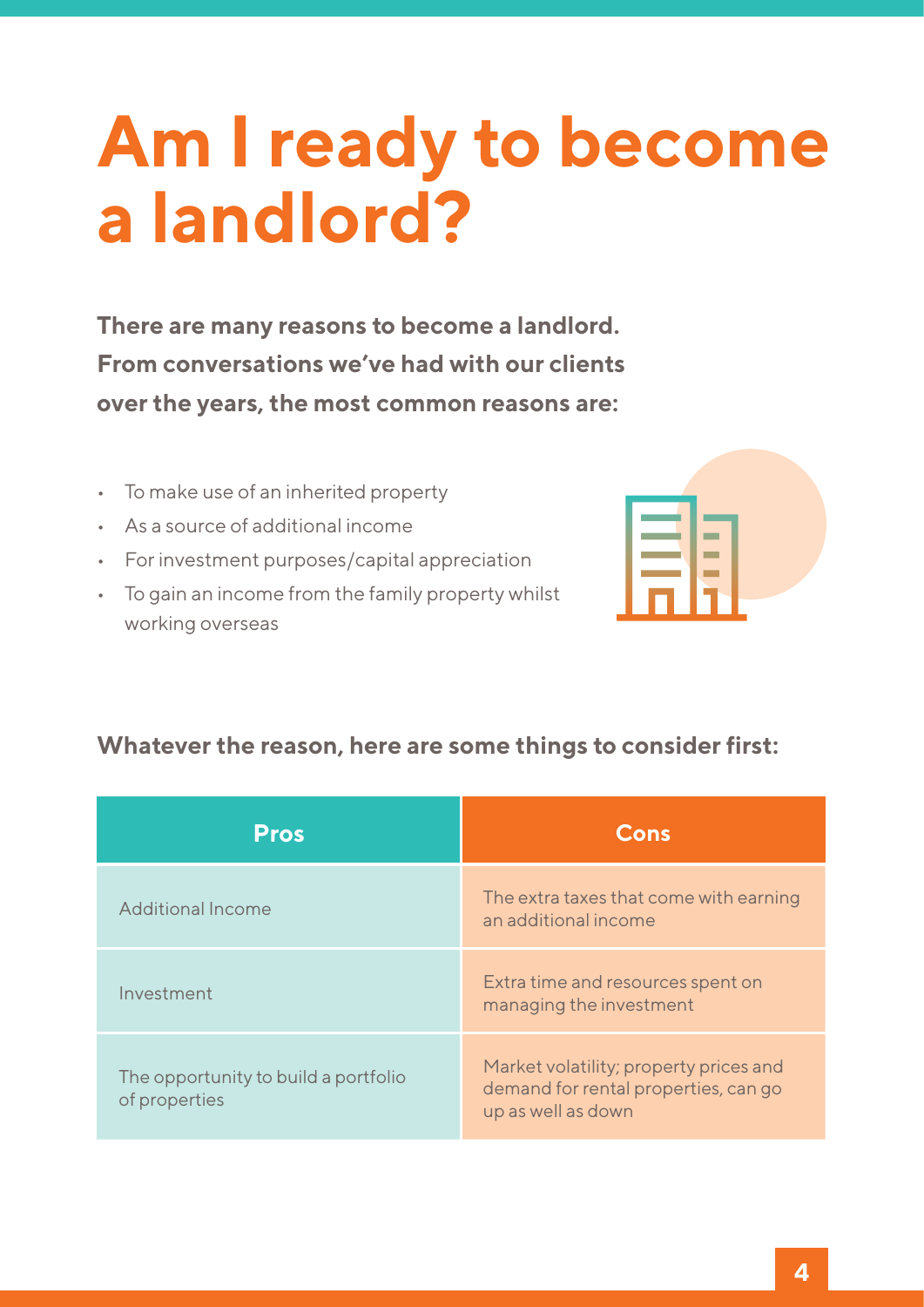# Am I ready to become a landlord?

**There are many reasons to become a landlord. From conversations we've had with our clients over the years, the most common reasons are:**

- To make use of an inherited property
- As a source of additional income
- For investment purposes/capital appreciation
- To gain an income from the family property whilst working overseas

**Whatever the reason, here are some things to consider first:**

| Pros | Cons |
|---|---|
| Additional Income | The extra taxes that come with earning an additional income |
| Investment | Extra time and resources spent on managing the investment |
| The opportunity to build a portfolio of properties | Market volatility; property prices and demand for rental properties, can go up as well as down |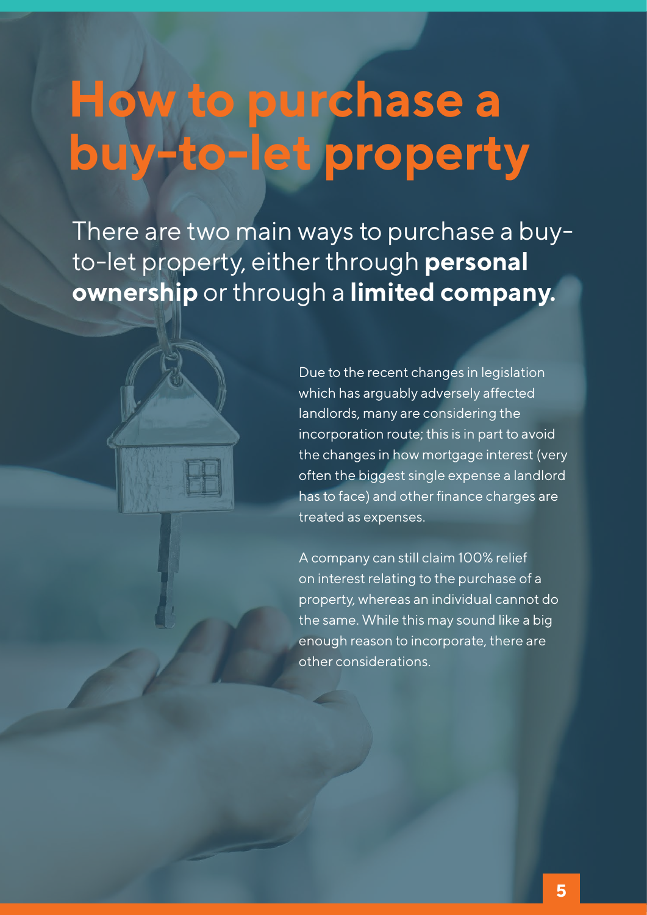# How to purchase a buy-to-let property

There are two main ways to purchase a buy-to-let property, either through **personal ownership** or through a **limited company.**

Due to the recent changes in legislation which has arguably adversely affected landlords, many are considering the incorporation route; this is in part to avoid the changes in how mortgage interest (very often the biggest single expense a landlord has to face) and other finance charges are treated as expenses.

A company can still claim 100% relief on interest relating to the purchase of a property, whereas an individual cannot do the same. While this may sound like a big enough reason to incorporate, there are other considerations.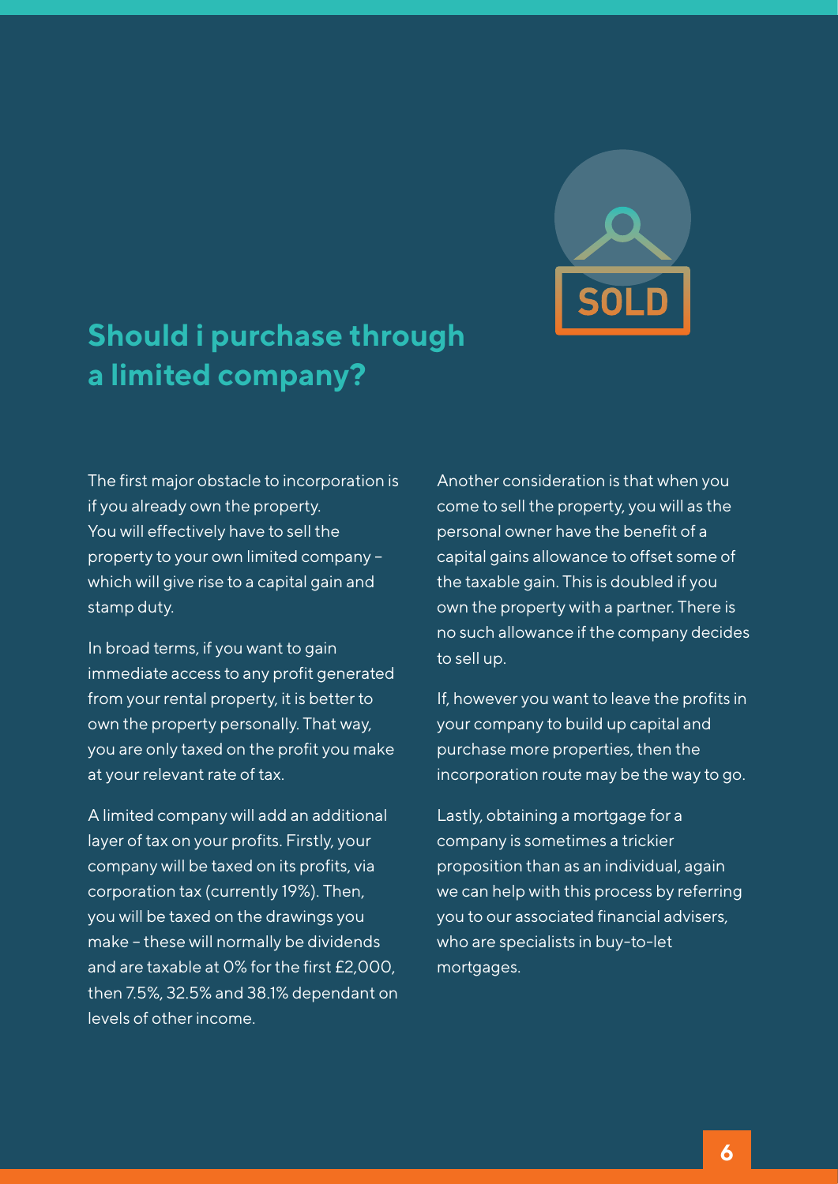## Should i purchase through a limited company?

The first major obstacle to incorporation is if you already own the property. You will effectively have to sell the property to your own limited company – which will give rise to a capital gain and stamp duty.

In broad terms, if you want to gain immediate access to any profit generated from your rental property, it is better to own the property personally. That way, you are only taxed on the profit you make at your relevant rate of tax.

A limited company will add an additional layer of tax on your profits. Firstly, your company will be taxed on its profits, via corporation tax (currently 19%). Then, you will be taxed on the drawings you make – these will normally be dividends and are taxable at 0% for the first £2,000, then 7.5%, 32.5% and 38.1% dependant on levels of other income.

Another consideration is that when you come to sell the property, you will as the personal owner have the benefit of a capital gains allowance to offset some of the taxable gain. This is doubled if you own the property with a partner. There is no such allowance if the company decides to sell up.

If, however you want to leave the profits in your company to build up capital and purchase more properties, then the incorporation route may be the way to go.

Lastly, obtaining a mortgage for a company is sometimes a trickier proposition than as an individual, again we can help with this process by referring you to our associated financial advisers, who are specialists in buy-to-let mortgages.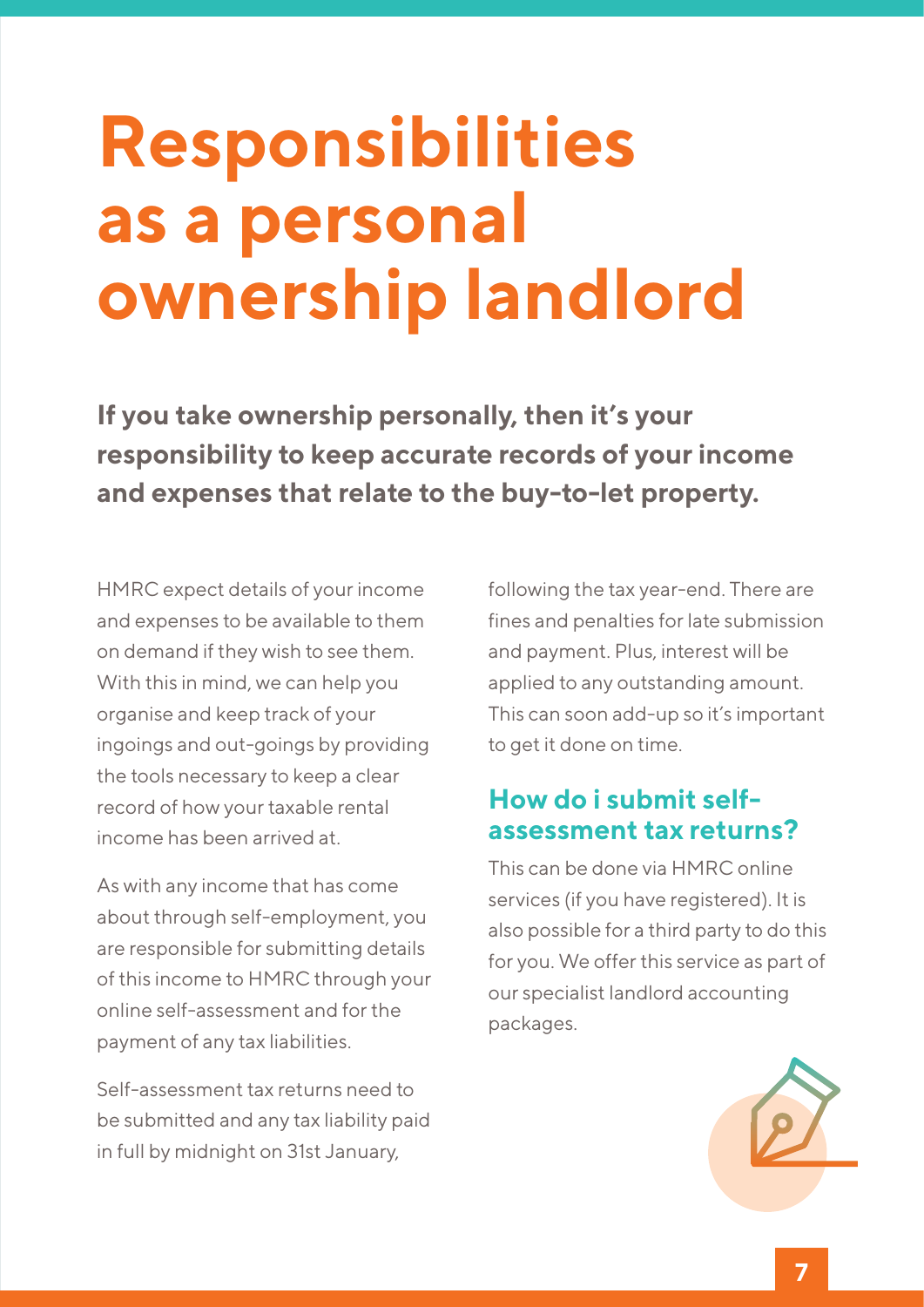# Responsibilities as a personal ownership landlord

**If you take ownership personally, then it's your responsibility to keep accurate records of your income and expenses that relate to the buy-to-let property.**

HMRC expect details of your income and expenses to be available to them on demand if they wish to see them. With this in mind, we can help you organise and keep track of your ingoings and out-goings by providing the tools necessary to keep a clear record of how your taxable rental income has been arrived at.

As with any income that has come about through self-employment, you are responsible for submitting details of this income to HMRC through your online self-assessment and for the payment of any tax liabilities.

Self-assessment tax returns need to be submitted and any tax liability paid in full by midnight on 31st January, following the tax year-end. There are fines and penalties for late submission and payment. Plus, interest will be applied to any outstanding amount. This can soon add-up so it's important to get it done on time.

## How do i submit self-assessment tax returns?

This can be done via HMRC online services (if you have registered). It is also possible for a third party to do this for you. We offer this service as part of our specialist landlord accounting packages.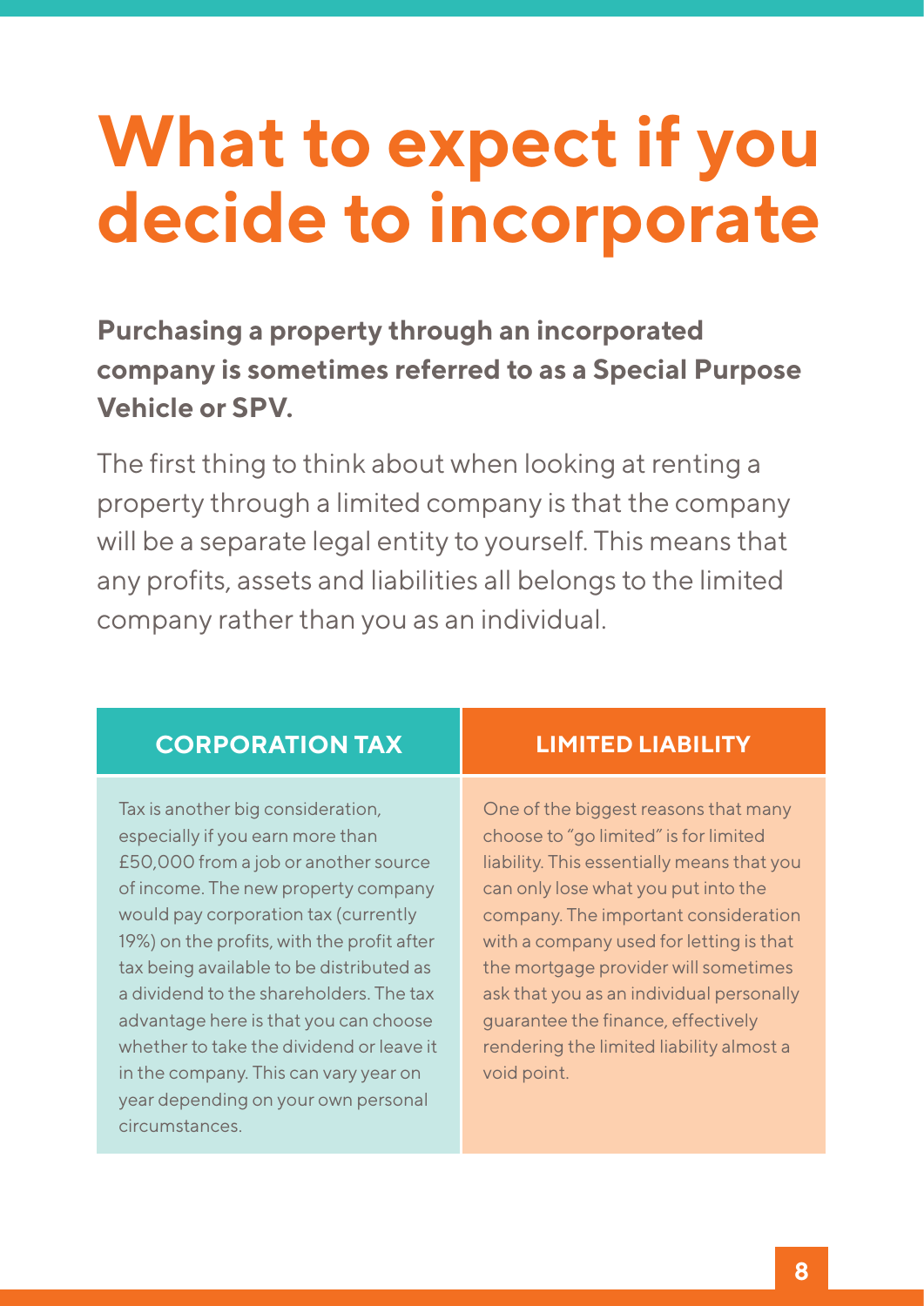# What to expect if you decide to incorporate

**Purchasing a property through an incorporated company is sometimes referred to as a Special Purpose Vehicle or SPV.**

The first thing to think about when looking at renting a property through a limited company is that the company will be a separate legal entity to yourself. This means that any profits, assets and liabilities all belongs to the limited company rather than you as an individual.

## CORPORATION TAX

Tax is another big consideration, especially if you earn more than £50,000 from a job or another source of income. The new property company would pay corporation tax (currently 19%) on the profits, with the profit after tax being available to be distributed as a dividend to the shareholders. The tax advantage here is that you can choose whether to take the dividend or leave it in the company. This can vary year on year depending on your own personal circumstances.

## LIMITED LIABILITY

One of the biggest reasons that many choose to "go limited" is for limited liability. This essentially means that you can only lose what you put into the company. The important consideration with a company used for letting is that the mortgage provider will sometimes ask that you as an individual personally guarantee the finance, effectively rendering the limited liability almost a void point.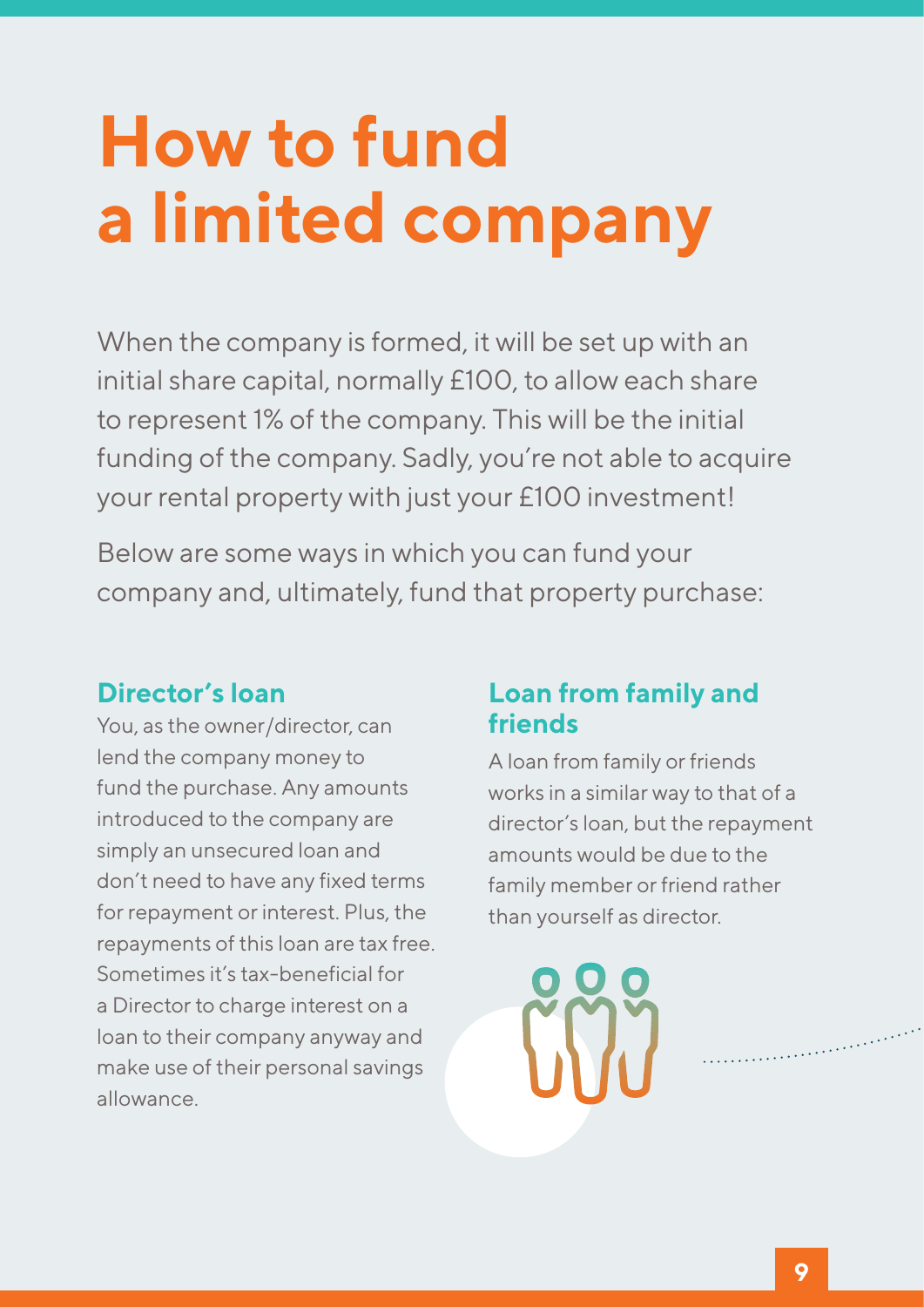# How to fund a limited company

When the company is formed, it will be set up with an initial share capital, normally £100, to allow each share to represent 1% of the company. This will be the initial funding of the company. Sadly, you're not able to acquire your rental property with just your £100 investment!

Below are some ways in which you can fund your company and, ultimately, fund that property purchase:

### Director's loan

You, as the owner/director, can lend the company money to fund the purchase. Any amounts introduced to the company are simply an unsecured loan and don't need to have any fixed terms for repayment or interest. Plus, the repayments of this loan are tax free. Sometimes it's tax-beneficial for a Director to charge interest on a loan to their company anyway and make use of their personal savings allowance.

### Loan from family and friends

A loan from family or friends works in a similar way to that of a director's loan, but the repayment amounts would be due to the family member or friend rather than yourself as director.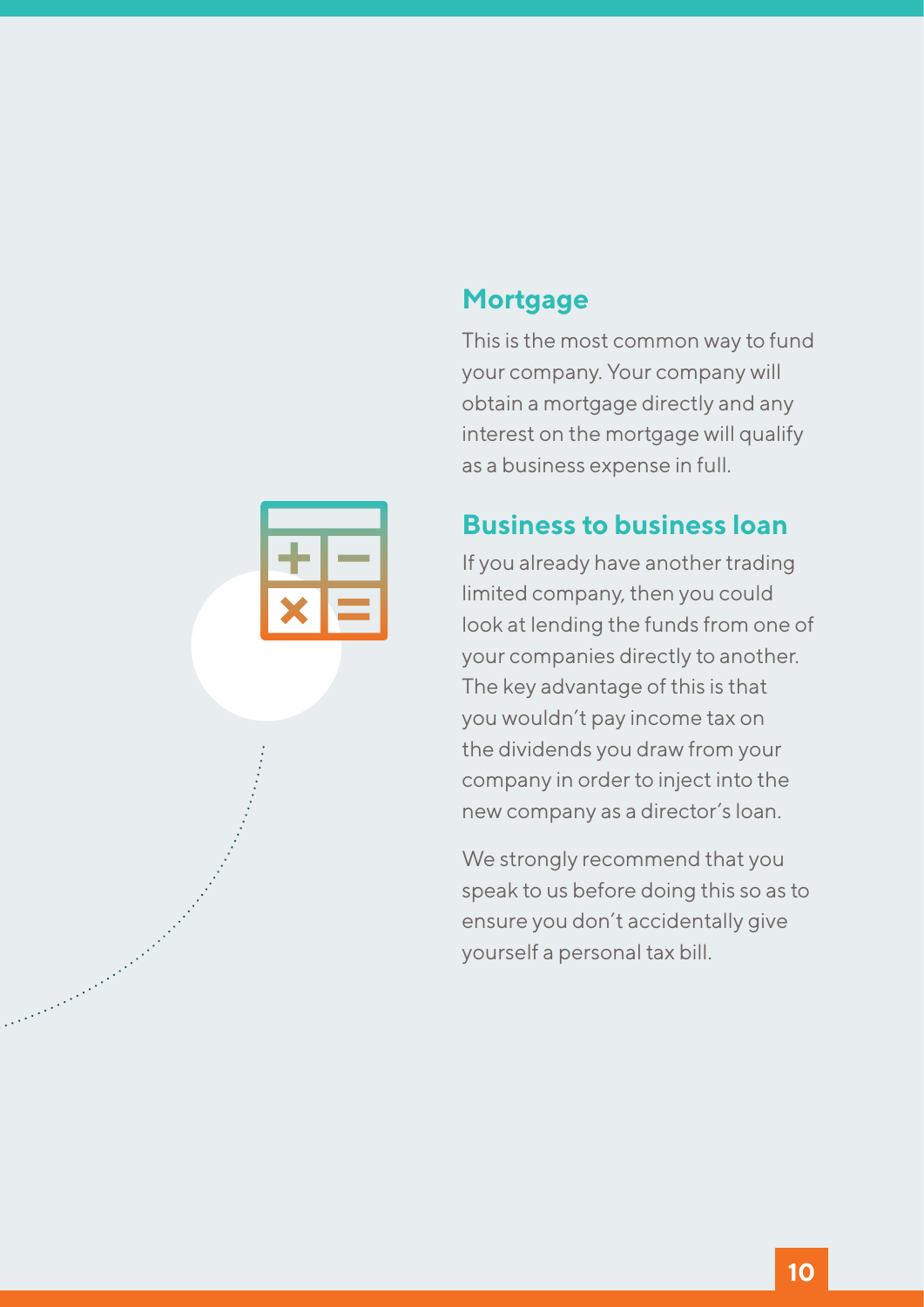## Mortgage

This is the most common way to fund your company. Your company will obtain a mortgage directly and any interest on the mortgage will qualify as a business expense in full.

## Business to business loan

If you already have another trading limited company, then you could look at lending the funds from one of your companies directly to another. The key advantage of this is that you wouldn't pay income tax on the dividends you draw from your company in order to inject into the new company as a director's loan.

We strongly recommend that you speak to us before doing this so as to ensure you don't accidentally give yourself a personal tax bill.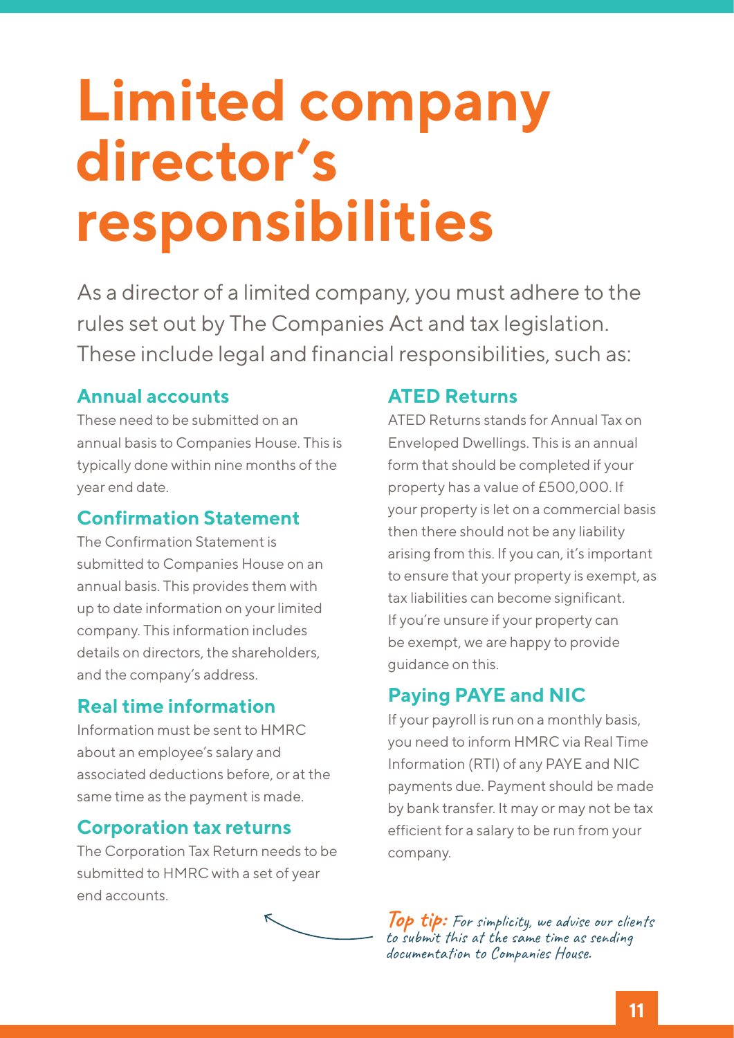# Limited company director's responsibilities

As a director of a limited company, you must adhere to the rules set out by The Companies Act and tax legislation. These include legal and financial responsibilities, such as:

### Annual accounts

These need to be submitted on an annual basis to Companies House. This is typically done within nine months of the year end date.

### Confirmation Statement

The Confirmation Statement is submitted to Companies House on an annual basis. This provides them with up to date information on your limited company. This information includes details on directors, the shareholders, and the company's address.

### Real time information

Information must be sent to HMRC about an employee's salary and associated deductions before, or at the same time as the payment is made.

### Corporation tax returns

The Corporation Tax Return needs to be submitted to HMRC with a set of year end accounts.

**Top tip:** *For simplicity, we advise our clients to submit this at the same time as sending documentation to Companies House.*

### ATED Returns

ATED Returns stands for Annual Tax on Enveloped Dwellings. This is an annual form that should be completed if your property has a value of £500,000. If your property is let on a commercial basis then there should not be any liability arising from this. If you can, it's important to ensure that your property is exempt, as tax liabilities can become significant. If you're unsure if your property can be exempt, we are happy to provide guidance on this.

### Paying PAYE and NIC

If your payroll is run on a monthly basis, you need to inform HMRC via Real Time Information (RTI) of any PAYE and NIC payments due. Payment should be made by bank transfer. It may or may not be tax efficient for a salary to be run from your company.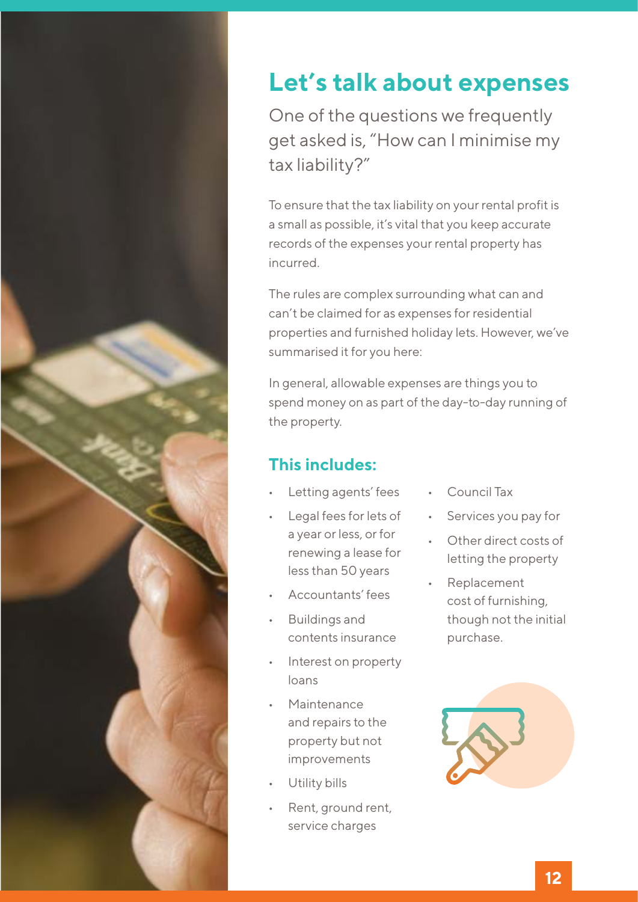# Let's talk about expenses

One of the questions we frequently get asked is, "How can I minimise my tax liability?"

To ensure that the tax liability on your rental profit is a small as possible, it's vital that you keep accurate records of the expenses your rental property has incurred.

The rules are complex surrounding what can and can't be claimed for as expenses for residential properties and furnished holiday lets. However, we've summarised it for you here:

In general, allowable expenses are things you to spend money on as part of the day-to-day running of the property.

## This includes:

- Letting agents' fees
- Legal fees for lets of a year or less, or for renewing a lease for less than 50 years
- Accountants' fees
- Buildings and contents insurance
- Interest on property loans
- Maintenance and repairs to the property but not improvements
- Utility bills
- Rent, ground rent, service charges
- Council Tax
- Services you pay for
- Other direct costs of letting the property
- Replacement cost of furnishing, though not the initial purchase.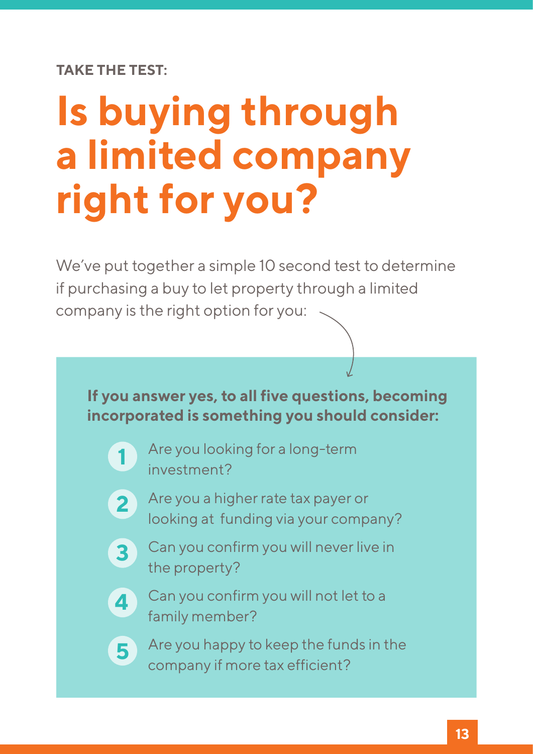**TAKE THE TEST:**

# Is buying through a limited company right for you?

We've put together a simple 10 second test to determine if purchasing a buy to let property through a limited company is the right option for you:

**If you answer yes, to all five questions, becoming incorporated is something you should consider:**

1. Are you looking for a long-term investment?
2. Are you a higher rate tax payer or looking at funding via your company?
3. Can you confirm you will never live in the property?
4. Can you confirm you will not let to a family member?
5. Are you happy to keep the funds in the company if more tax efficient?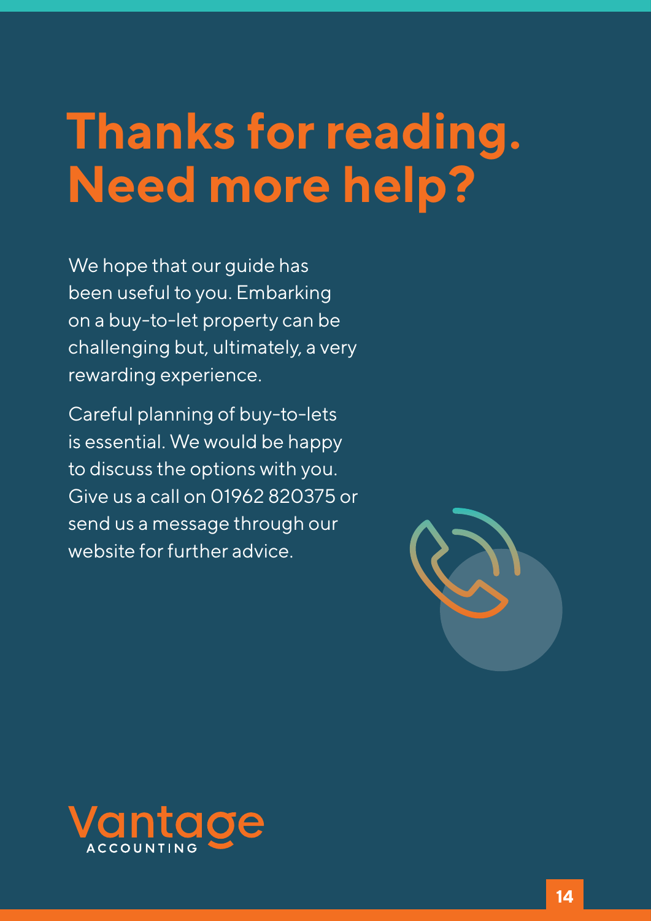# Thanks for reading. Need more help?

We hope that our guide has been useful to you. Embarking on a buy-to-let property can be challenging but, ultimately, a very rewarding experience.

Careful planning of buy-to-lets is essential. We would be happy to discuss the options with you. Give us a call on 01962 820375 or send us a message through our website for further advice.

Vantage ACCOUNTING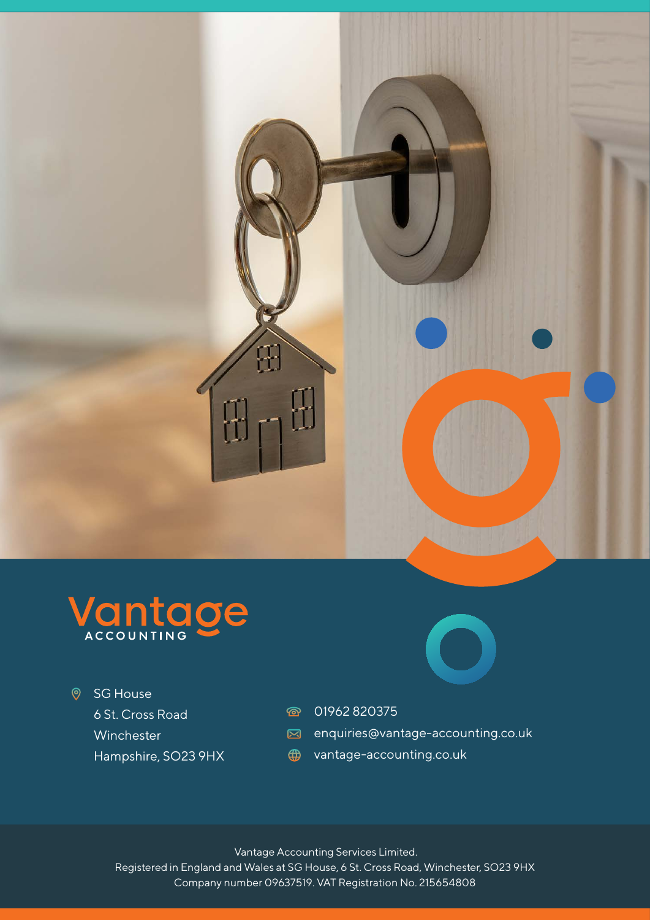Vantage ACCOUNTING

SG House
6 St. Cross Road
Winchester
Hampshire, SO23 9HX

01962 820375
enquiries@vantage-accounting.co.uk
vantage-accounting.co.uk

Vantage Accounting Services Limited.
Registered in England and Wales at SG House, 6 St. Cross Road, Winchester, SO23 9HX
Company number 09637519. VAT Registration No. 215654808